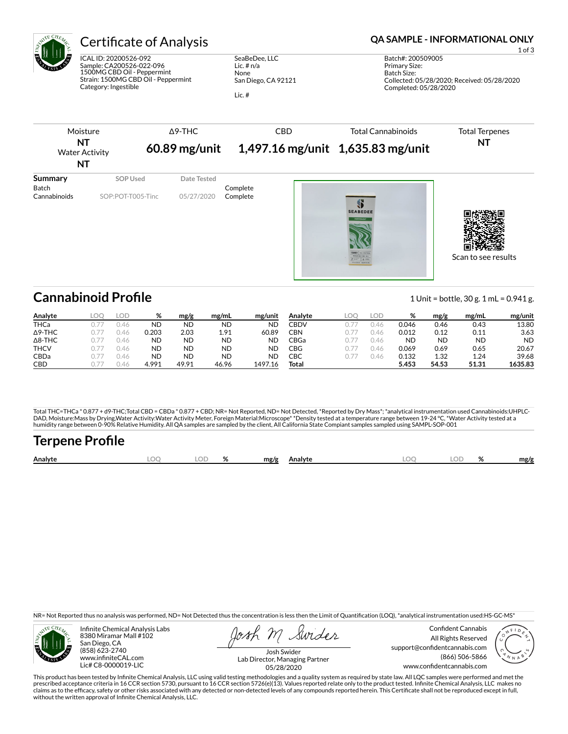# Certificate of Analysis

**QA SAMPLE - INFORMATIONAL ONLY**

ICAL ID: 20200526-092
Sample: CA200526-022-096
1500MG CBD Oil - Peppermint
Strain: 1500MG CBD Oil - Peppermint
Category: Ingestible

SeaBeDee, LLC
Lic. # n/a
None
San Diego, CA 92121

Lic. #

Batch#: 200509005
Primary Size:
Batch Size:
Collected: 05/28/2020; Received: 05/28/2020
Completed: 05/28/2020

| Moisture | Δ9-THC | CBD | Total Cannabinoids | Total Terpenes |
|---|---|---|---|---|
| **NT** | **60.89 mg/unit** | **1,497.16 mg/unit** | **1,635.83 mg/unit** | **NT** |
| Water Activity **NT** | | | | |

| Summary | SOP Used | Date Tested | |
|---|---|---|---|
| Batch | | | Complete |
| Cannabinoids | SOP:POT-T005-Tinc | 05/27/2020 | Complete |

Scan to see results

## Cannabinoid Profile

1 Unit = bottle, 30 g. 1 mL = 0.941 g.

| Analyte | LOQ | LOD | % | mg/g | mg/mL | mg/unit |
|---|---|---|---|---|---|---|
| THCa | 0.77 | 0.46 | ND | ND | ND | ND |
| Δ9-THC | 0.77 | 0.46 | 0.203 | 2.03 | 1.91 | 60.89 |
| Δ8-THC | 0.77 | 0.46 | ND | ND | ND | ND |
| THCV | 0.77 | 0.46 | ND | ND | ND | ND |
| CBDa | 0.77 | 0.46 | ND | ND | ND | ND |
| CBD | 0.77 | 0.46 | 4.991 | 49.91 | 46.96 | 1497.16 |
| CBDV | 0.77 | 0.46 | 0.046 | 0.46 | 0.43 | 13.80 |
| CBN | 0.77 | 0.46 | 0.012 | 0.12 | 0.11 | 3.63 |
| CBGa | 0.77 | 0.46 | ND | ND | ND | ND |
| CBG | 0.77 | 0.46 | 0.069 | 0.69 | 0.65 | 20.67 |
| CBC | 0.77 | 0.46 | 0.132 | 1.32 | 1.24 | 39.68 |
| **Total** | | | **5.453** | **54.53** | **51.31** | **1635.83** |

Total THC=THCa * 0.877 + d9-THC;Total CBD = CBDa * 0.877 + CBD; NR= Not Reported, ND= Not Detected, *Reported by Dry Mass*; *analytical instrumentation used Cannabinoids:UHPLC-DAD, Moisture:Mass by Drying,Water Activity:Water Activity Meter, Foreign Material:Microscope* *Density tested at a temperature range between 19-24 °C, *Water Activity tested at a humidity range between 0-90% Relative Humidity. All QA samples are sampled by the client, All California State Compiant samples sampled using SAMPL-SOP-001

## Terpene Profile

| Analyte | LOQ | LOD | % | mg/g | Analyte | LOQ | LOD | % | mg/g |
|---|---|---|---|---|---|---|---|---|---|

NR= Not Reported thus no analysis was performed, ND= Not Detected thus the concentration is less then the Limit of Quantification (LOQ), *analytical instrumentation used:HS-GC-MS*

Infinite Chemical Analysis Labs
8380 Miramar Mall #102
San Diego, CA
(858) 623-2740
www.infiniteCAL.com
Lic# C8-0000019-LIC

Josh Swider
Lab Director, Managing Partner
05/28/2020

Confident Cannabis
All Rights Reserved
support@confidentcannabis.com
(866) 506-5866
www.confidentcannabis.com

This product has been tested by Infinite Chemical Analysis, LLC using valid testing methodologies and a quality system as required by state law. All LQC samples were performed and met the prescribed acceptance criteria in 16 CCR section 5730, pursuant to 16 CCR section 5726(e)(13). Values reported relate only to the product tested. Infinite Chemical Analysis, LLC makes no claims as to the efficacy, safety or other risks associated with any detected or non-detected levels of any compounds reported herein. This Certificate shall not be reproduced except in full, without the written approval of Infinite Chemical Analysis, LLC.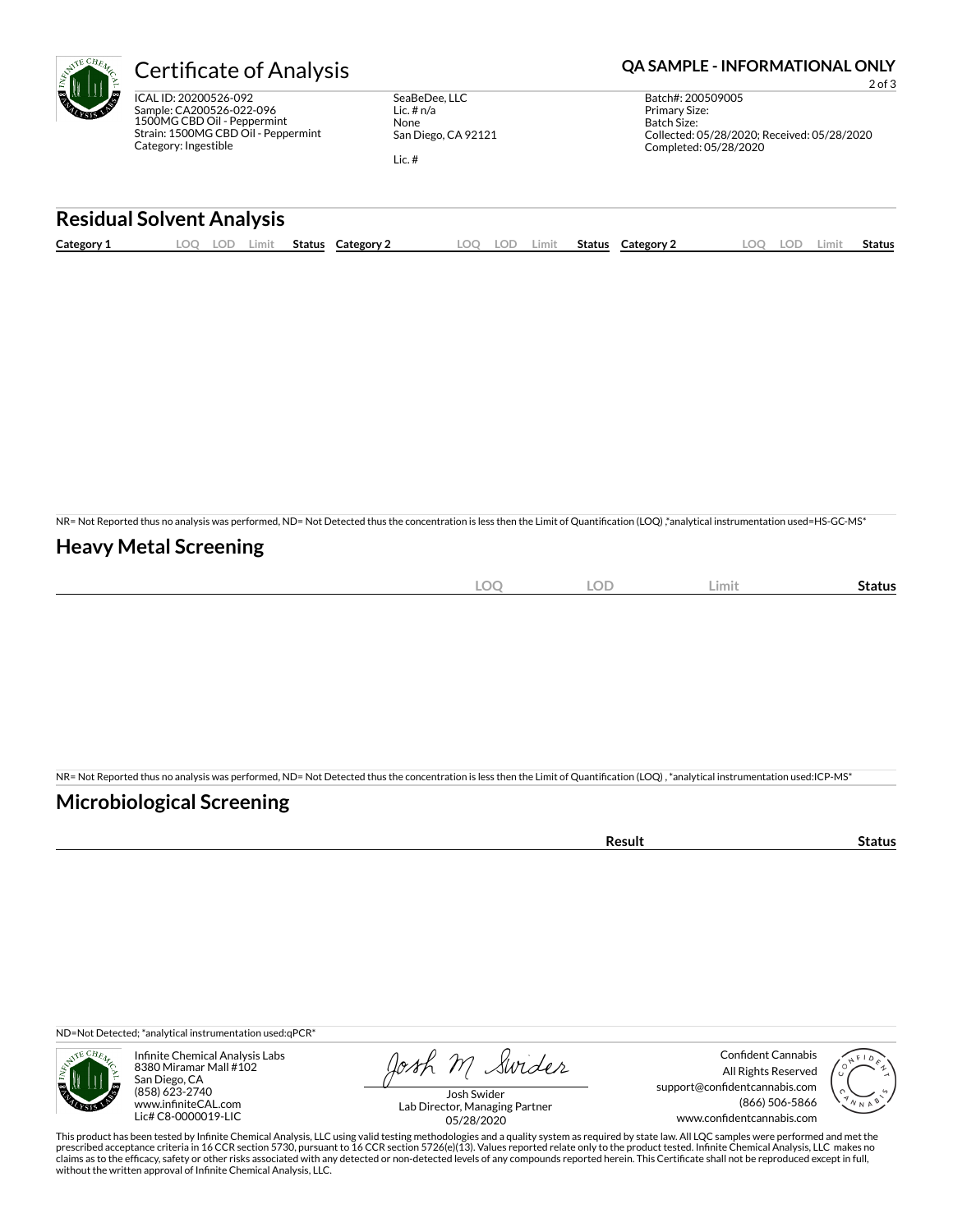# Certificate of Analysis

**QA SAMPLE - INFORMATIONAL ONLY**

ICAL ID: 20200526-092
Sample: CA200526-022-096
1500MG CBD Oil - Peppermint
Strain: 1500MG CBD Oil - Peppermint
Category: Ingestible

SeaBeDee, LLC
Lic. # n/a
None
San Diego, CA 92121

Lic. #

Batch#: 200509005
Primary Size:
Batch Size:
Collected: 05/28/2020; Received: 05/28/2020
Completed: 05/28/2020

## Residual Solvent Analysis

| Category 1 | LOQ | LOD | Limit | Status | Category 2 | LOQ | LOD | Limit | Status | Category 2 | LOQ | LOD | Limit | Status |
|---|---|---|---|---|---|---|---|---|---|---|---|---|---|---|

NR= Not Reported thus no analysis was performed, ND= Not Detected thus the concentration is less then the Limit of Quantification (LOQ) ,*analytical instrumentation used=HS-GC-MS*

## Heavy Metal Screening

| | LOQ | LOD | Limit | Status |
|---|---|---|---|---|

NR= Not Reported thus no analysis was performed, ND= Not Detected thus the concentration is less then the Limit of Quantification (LOQ) , *analytical instrumentation used:ICP-MS*

## Microbiological Screening

| | Result | Status |
|---|---|---|

ND=Not Detected; *analytical instrumentation used:qPCR*

Infinite Chemical Analysis Labs
8380 Miramar Mall #102
San Diego, CA
(858) 623-2740
www.infiniteCAL.com
Lic# C8-0000019-LIC

Josh Swider
Lab Director, Managing Partner
05/28/2020

Confident Cannabis
All Rights Reserved
support@confidentcannabis.com
(866) 506-5866
www.confidentcannabis.com

This product has been tested by Infinite Chemical Analysis, LLC using valid testing methodologies and a quality system as required by state law. All LQC samples were performed and met the prescribed acceptance criteria in 16 CCR section 5730, pursuant to 16 CCR section 5726(e)(13). Values reported relate only to the product tested. Infinite Chemical Analysis, LLC makes no claims as to the efficacy, safety or other risks associated with any detected or non-detected levels of any compounds reported herein. This Certificate shall not be reproduced except in full, without the written approval of Infinite Chemical Analysis, LLC.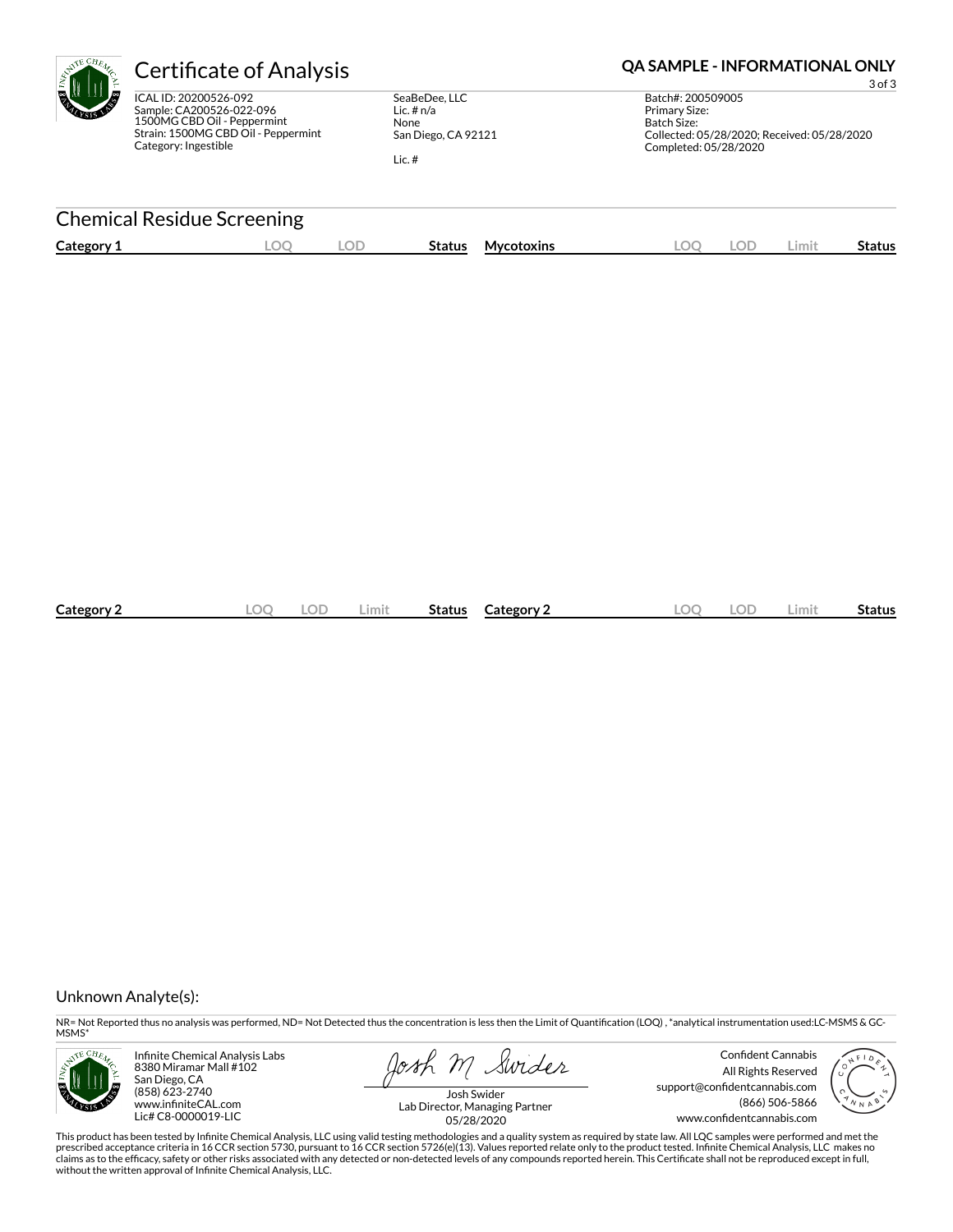# Certificate of Analysis

**QA SAMPLE - INFORMATIONAL ONLY**

ICAL ID: 20200526-092
Sample: CA200526-022-096
1500MG CBD Oil - Peppermint
Strain: 1500MG CBD Oil - Peppermint
Category: Ingestible

SeaBeDee, LLC
Lic. # n/a
None
San Diego, CA 92121

Lic. #

Batch#: 200509005
Primary Size:
Batch Size:
Collected: 05/28/2020; Received: 05/28/2020
Completed: 05/28/2020

## Chemical Residue Screening

| Category 1 | LOQ | LOD | Status |
|---|---|---|---|

| Mycotoxins | LOQ | LOD | Limit | Status |
|---|---|---|---|---|

| Category 2 | LOQ | LOD | Limit | Status |
|---|---|---|---|---|

| Category 2 | LOQ | LOD | Limit | Status |
|---|---|---|---|---|

Unknown Analyte(s):

NR= Not Reported thus no analysis was performed, ND= Not Detected thus the concentration is less then the Limit of Quantification (LOQ) , *analytical instrumentation used:LC-MSMS & GC-MSMS*

Infinite Chemical Analysis Labs
8380 Miramar Mall #102
San Diego, CA
(858) 623-2740
www.infiniteCAL.com
Lic# C8-0000019-LIC

Josh Swider
Lab Director, Managing Partner
05/28/2020

Confident Cannabis
All Rights Reserved
support@confidentcannabis.com
(866) 506-5866
www.confidentcannabis.com

This product has been tested by Infinite Chemical Analysis, LLC using valid testing methodologies and a quality system as required by state law. All LQC samples were performed and met the prescribed acceptance criteria in 16 CCR section 5730, pursuant to 16 CCR section 5726(e)(13). Values reported relate only to the product tested. Infinite Chemical Analysis, LLC makes no claims as to the efficacy, safety or other risks associated with any detected or non-detected levels of any compounds reported herein. This Certificate shall not be reproduced except in full, without the written approval of Infinite Chemical Analysis, LLC.